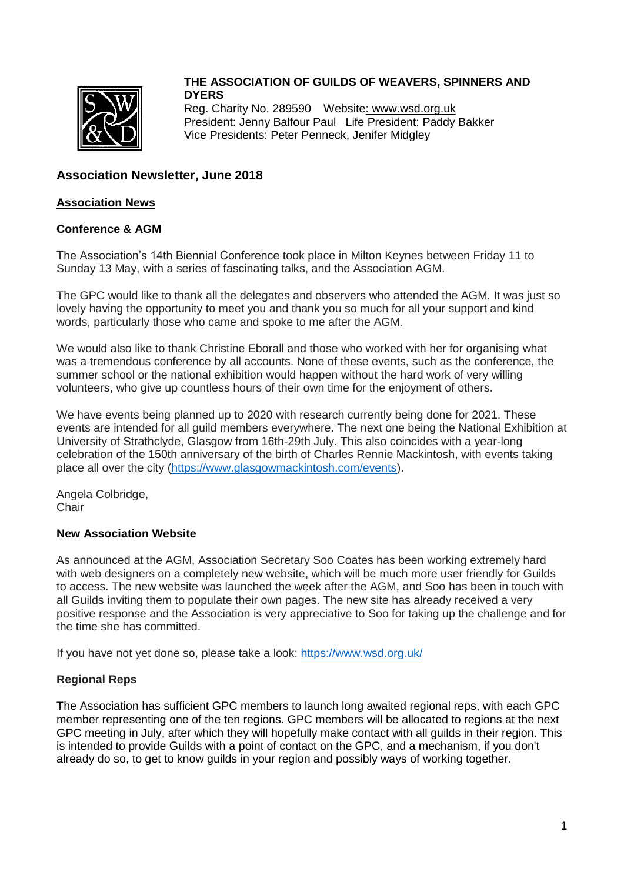**THE ASSOCIATION OF GUILDS OF WEAVERS, SPINNERS AND DYERS**
Reg. Charity No. 289590 Website: www.wsd.org.uk
President: Jenny Balfour Paul Life President: Paddy Bakker
Vice Presidents: Peter Penneck, Jenifer Midgley

# Association Newsletter, June 2018

## Association News

### Conference & AGM

The Association's 14th Biennial Conference took place in Milton Keynes between Friday 11 to Sunday 13 May, with a series of fascinating talks, and the Association AGM.

The GPC would like to thank all the delegates and observers who attended the AGM. It was just so lovely having the opportunity to meet you and thank you so much for all your support and kind words, particularly those who came and spoke to me after the AGM.

We would also like to thank Christine Eborall and those who worked with her for organising what was a tremendous conference by all accounts. None of these events, such as the conference, the summer school or the national exhibition would happen without the hard work of very willing volunteers, who give up countless hours of their own time for the enjoyment of others.

We have events being planned up to 2020 with research currently being done for 2021. These events are intended for all guild members everywhere. The next one being the National Exhibition at University of Strathclyde, Glasgow from 16th-29th July. This also coincides with a year-long celebration of the 150th anniversary of the birth of Charles Rennie Mackintosh, with events taking place all over the city (https://www.glasgowmackintosh.com/events).

Angela Colbridge,
Chair

### New Association Website

As announced at the AGM, Association Secretary Soo Coates has been working extremely hard with web designers on a completely new website, which will be much more user friendly for Guilds to access. The new website was launched the week after the AGM, and Soo has been in touch with all Guilds inviting them to populate their own pages. The new site has already received a very positive response and the Association is very appreciative to Soo for taking up the challenge and for the time she has committed.

If you have not yet done so, please take a look: https://www.wsd.org.uk/

### Regional Reps

The Association has sufficient GPC members to launch long awaited regional reps, with each GPC member representing one of the ten regions. GPC members will be allocated to regions at the next GPC meeting in July, after which they will hopefully make contact with all guilds in their region. This is intended to provide Guilds with a point of contact on the GPC, and a mechanism, if you don't already do so, to get to know guilds in your region and possibly ways of working together.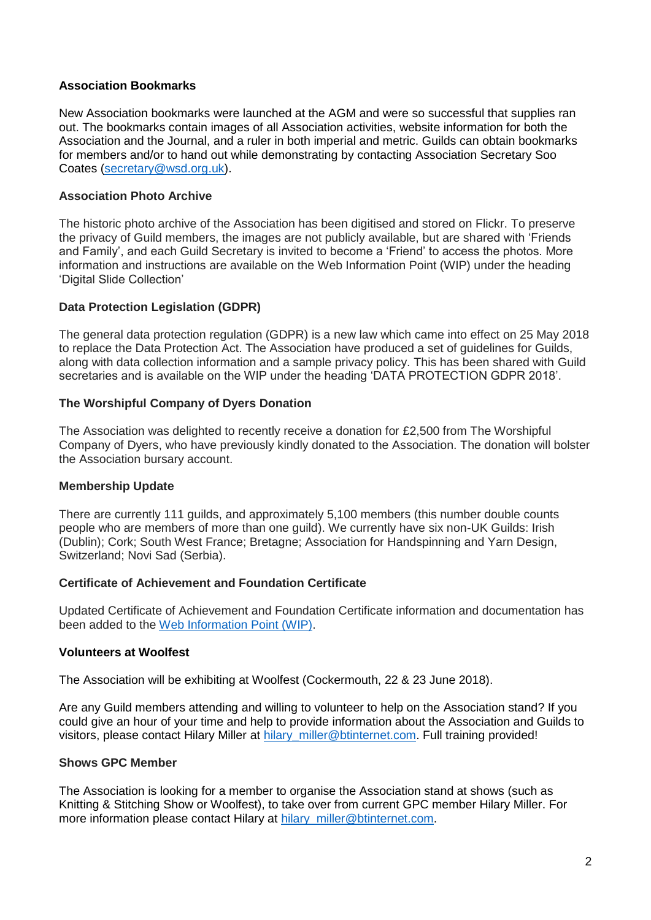**Association Bookmarks**

New Association bookmarks were launched at the AGM and were so successful that supplies ran out. The bookmarks contain images of all Association activities, website information for both the Association and the Journal, and a ruler in both imperial and metric. Guilds can obtain bookmarks for members and/or to hand out while demonstrating by contacting Association Secretary Soo Coates (secretary@wsd.org.uk).

**Association Photo Archive**

The historic photo archive of the Association has been digitised and stored on Flickr. To preserve the privacy of Guild members, the images are not publicly available, but are shared with 'Friends and Family', and each Guild Secretary is invited to become a 'Friend' to access the photos. More information and instructions are available on the Web Information Point (WIP) under the heading 'Digital Slide Collection'

**Data Protection Legislation (GDPR)**

The general data protection regulation (GDPR) is a new law which came into effect on 25 May 2018 to replace the Data Protection Act. The Association have produced a set of guidelines for Guilds, along with data collection information and a sample privacy policy. This has been shared with Guild secretaries and is available on the WIP under the heading 'DATA PROTECTION GDPR 2018'.

**The Worshipful Company of Dyers Donation**

The Association was delighted to recently receive a donation for £2,500 from The Worshipful Company of Dyers, who have previously kindly donated to the Association. The donation will bolster the Association bursary account.

**Membership Update**

There are currently 111 guilds, and approximately 5,100 members (this number double counts people who are members of more than one guild). We currently have six non-UK Guilds: Irish (Dublin); Cork; South West France; Bretagne; Association for Handspinning and Yarn Design, Switzerland; Novi Sad (Serbia).

**Certificate of Achievement and Foundation Certificate**

Updated Certificate of Achievement and Foundation Certificate information and documentation has been added to the Web Information Point (WIP).

**Volunteers at Woolfest**

The Association will be exhibiting at Woolfest (Cockermouth, 22 & 23 June 2018).

Are any Guild members attending and willing to volunteer to help on the Association stand? If you could give an hour of your time and help to provide information about the Association and Guilds to visitors, please contact Hilary Miller at hilary_miller@btinternet.com. Full training provided!

**Shows GPC Member**

The Association is looking for a member to organise the Association stand at shows (such as Knitting & Stitching Show or Woolfest), to take over from current GPC member Hilary Miller. For more information please contact Hilary at hilary_miller@btinternet.com.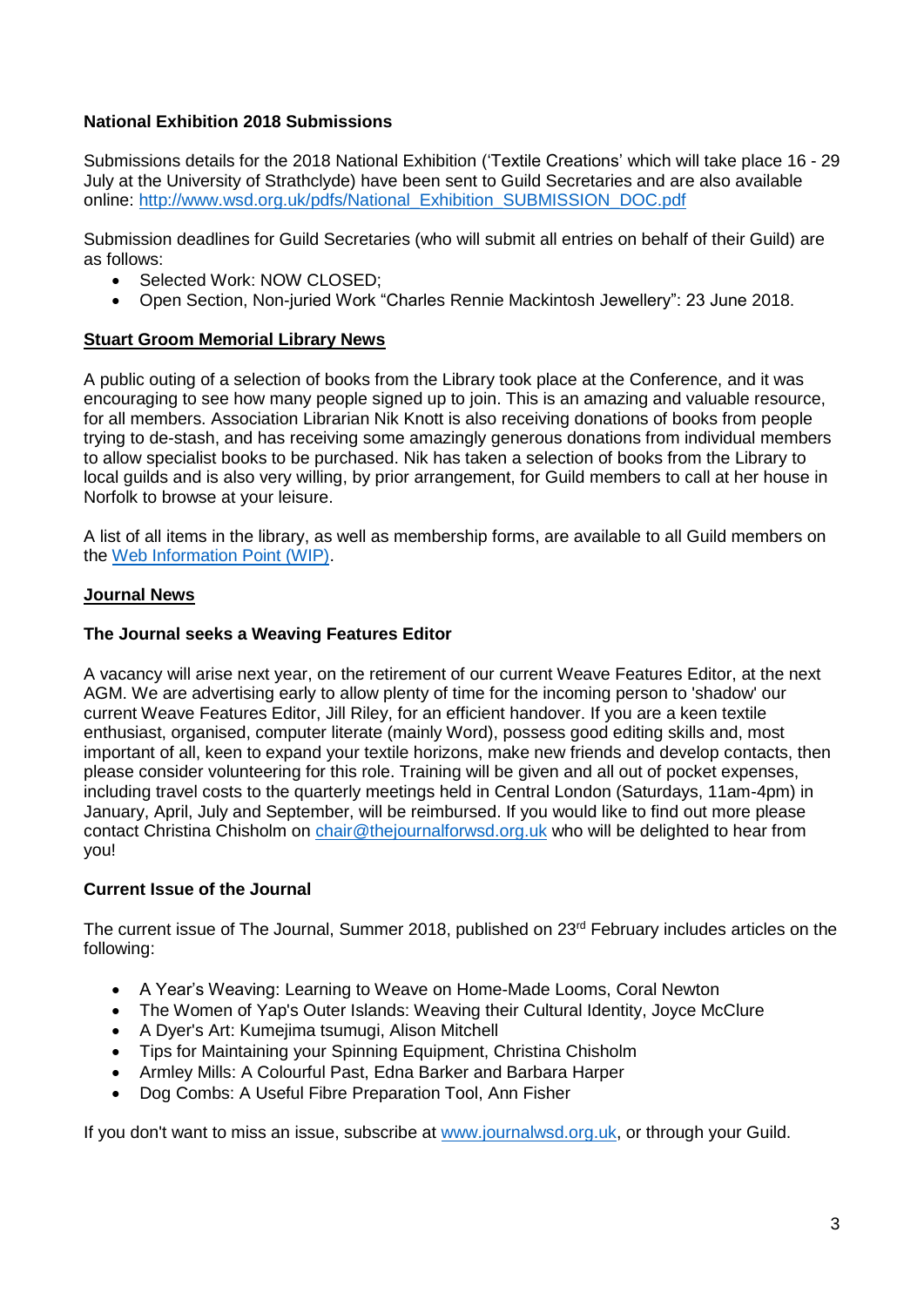**National Exhibition 2018 Submissions**

Submissions details for the 2018 National Exhibition ('Textile Creations' which will take place 16 - 29 July at the University of Strathclyde) have been sent to Guild Secretaries and are also available online: [http://www.wsd.org.uk/pdfs/National_Exhibition_SUBMISSION_DOC.pdf](http://www.wsd.org.uk/pdfs/National_Exhibition_SUBMISSION_DOC.pdf)

Submission deadlines for Guild Secretaries (who will submit all entries on behalf of their Guild) are as follows:

- Selected Work: NOW CLOSED;
- Open Section, Non-juried Work "Charles Rennie Mackintosh Jewellery": 23 June 2018.

## Stuart Groom Memorial Library News

A public outing of a selection of books from the Library took place at the Conference, and it was encouraging to see how many people signed up to join. This is an amazing and valuable resource, for all members. Association Librarian Nik Knott is also receiving donations of books from people trying to de-stash, and has receiving some amazingly generous donations from individual members to allow specialist books to be purchased. Nik has taken a selection of books from the Library to local guilds and is also very willing, by prior arrangement, for Guild members to call at her house in Norfolk to browse at your leisure.

A list of all items in the library, as well as membership forms, are available to all Guild members on the Web Information Point (WIP).

## Journal News

**The Journal seeks a Weaving Features Editor**

A vacancy will arise next year, on the retirement of our current Weave Features Editor, at the next AGM. We are advertising early to allow plenty of time for the incoming person to 'shadow' our current Weave Features Editor, Jill Riley, for an efficient handover. If you are a keen textile enthusiast, organised, computer literate (mainly Word), possess good editing skills and, most important of all, keen to expand your textile horizons, make new friends and develop contacts, then please consider volunteering for this role. Training will be given and all out of pocket expenses, including travel costs to the quarterly meetings held in Central London (Saturdays, 11am-4pm) in January, April, July and September, will be reimbursed. If you would like to find out more please contact Christina Chisholm on chair@thejournalforwsd.org.uk who will be delighted to hear from you!

**Current Issue of the Journal**

The current issue of The Journal, Summer 2018, published on 23rd February includes articles on the following:

- A Year's Weaving: Learning to Weave on Home-Made Looms, Coral Newton
- The Women of Yap's Outer Islands: Weaving their Cultural Identity, Joyce McClure
- A Dyer's Art: Kumejima tsumugi, Alison Mitchell
- Tips for Maintaining your Spinning Equipment, Christina Chisholm
- Armley Mills: A Colourful Past, Edna Barker and Barbara Harper
- Dog Combs: A Useful Fibre Preparation Tool, Ann Fisher

If you don't want to miss an issue, subscribe at www.journalwsd.org.uk, or through your Guild.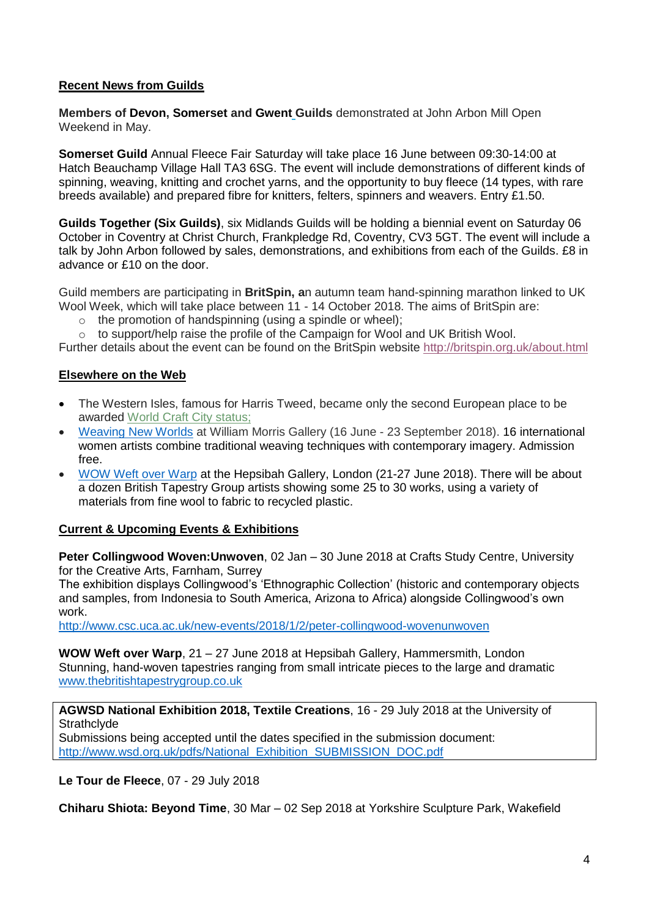## Recent News from Guilds

**Members of Devon, Somerset and Gwent Guilds** demonstrated at John Arbon Mill Open Weekend in May.

**Somerset Guild** Annual Fleece Fair Saturday will take place 16 June between 09:30-14:00 at Hatch Beauchamp Village Hall TA3 6SG. The event will include demonstrations of different kinds of spinning, weaving, knitting and crochet yarns, and the opportunity to buy fleece (14 types, with rare breeds available) and prepared fibre for knitters, felters, spinners and weavers. Entry £1.50.

**Guilds Together (Six Guilds)**, six Midlands Guilds will be holding a biennial event on Saturday 06 October in Coventry at Christ Church, Frankpledge Rd, Coventry, CV3 5GT. The event will include a talk by John Arbon followed by sales, demonstrations, and exhibitions from each of the Guilds. £8 in advance or £10 on the door.

Guild members are participating in **BritSpin, a**n autumn team hand-spinning marathon linked to UK Wool Week, which will take place between 11 - 14 October 2018. The aims of BritSpin are:

- the promotion of handspinning (using a spindle or wheel);
- to support/help raise the profile of the Campaign for Wool and UK British Wool.

Further details about the event can be found on the BritSpin website http://britspin.org.uk/about.html

## Elsewhere on the Web

- The Western Isles, famous for Harris Tweed, became only the second European place to be awarded World Craft City status;
- Weaving New Worlds at William Morris Gallery (16 June - 23 September 2018). 16 international women artists combine traditional weaving techniques with contemporary imagery. Admission free.
- WOW Weft over Warp at the Hepsibah Gallery, London (21-27 June 2018). There will be about a dozen British Tapestry Group artists showing some 25 to 30 works, using a variety of materials from fine wool to fabric to recycled plastic.

## Current & Upcoming Events & Exhibitions

**Peter Collingwood Woven:Unwoven**, 02 Jan – 30 June 2018 at Crafts Study Centre, University for the Creative Arts, Farnham, Surrey
The exhibition displays Collingwood's 'Ethnographic Collection' (historic and contemporary objects and samples, from Indonesia to South America, Arizona to Africa) alongside Collingwood's own work.
http://www.csc.uca.ac.uk/new-events/2018/1/2/peter-collingwood-wovenunwoven

**WOW Weft over Warp**, 21 – 27 June 2018 at Hepsibah Gallery, Hammersmith, London
Stunning, hand-woven tapestries ranging from small intricate pieces to the large and dramatic
www.thebritishtapestrygroup.co.uk

**AGWSD National Exhibition 2018, Textile Creations**, 16 - 29 July 2018 at the University of Strathclyde
Submissions being accepted until the dates specified in the submission document:
http://www.wsd.org.uk/pdfs/National_Exhibition_SUBMISSION_DOC.pdf

**Le Tour de Fleece**, 07 - 29 July 2018

**Chiharu Shiota: Beyond Time**, 30 Mar – 02 Sep 2018 at Yorkshire Sculpture Park, Wakefield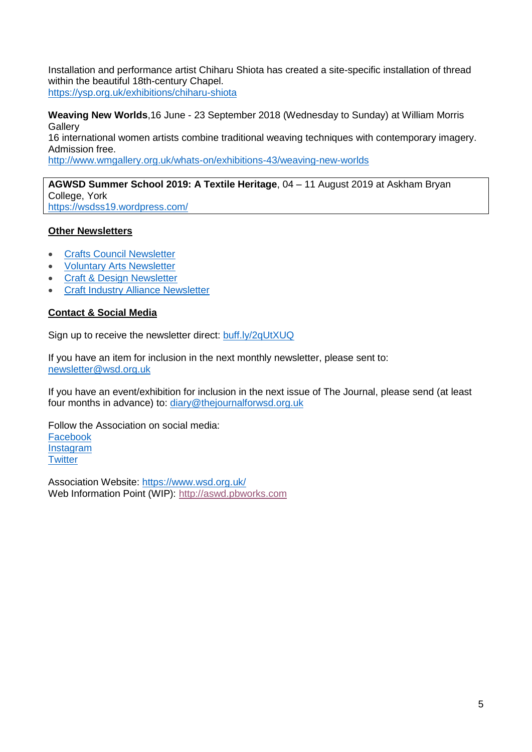Installation and performance artist Chiharu Shiota has created a site-specific installation of thread within the beautiful 18th-century Chapel.
https://ysp.org.uk/exhibitions/chiharu-shiota

**Weaving New Worlds**,16 June - 23 September 2018 (Wednesday to Sunday) at William Morris Gallery
16 international women artists combine traditional weaving techniques with contemporary imagery. Admission free.
http://www.wmgallery.org.uk/whats-on/exhibitions-43/weaving-new-worlds

**AGWSD Summer School 2019: A Textile Heritage**, 04 – 11 August 2019 at Askham Bryan College, York
https://wsdss19.wordpress.com/

## Other Newsletters

- Crafts Council Newsletter
- Voluntary Arts Newsletter
- Craft & Design Newsletter
- Craft Industry Alliance Newsletter

## Contact & Social Media

Sign up to receive the newsletter direct: buff.ly/2qUtXUQ

If you have an item for inclusion in the next monthly newsletter, please sent to:
newsletter@wsd.org.uk

If you have an event/exhibition for inclusion in the next issue of The Journal, please send (at least four months in advance) to: diary@thejournalforwsd.org.uk

Follow the Association on social media:
Facebook
Instagram
Twitter

Association Website: https://www.wsd.org.uk/
Web Information Point (WIP): http://aswd.pbworks.com